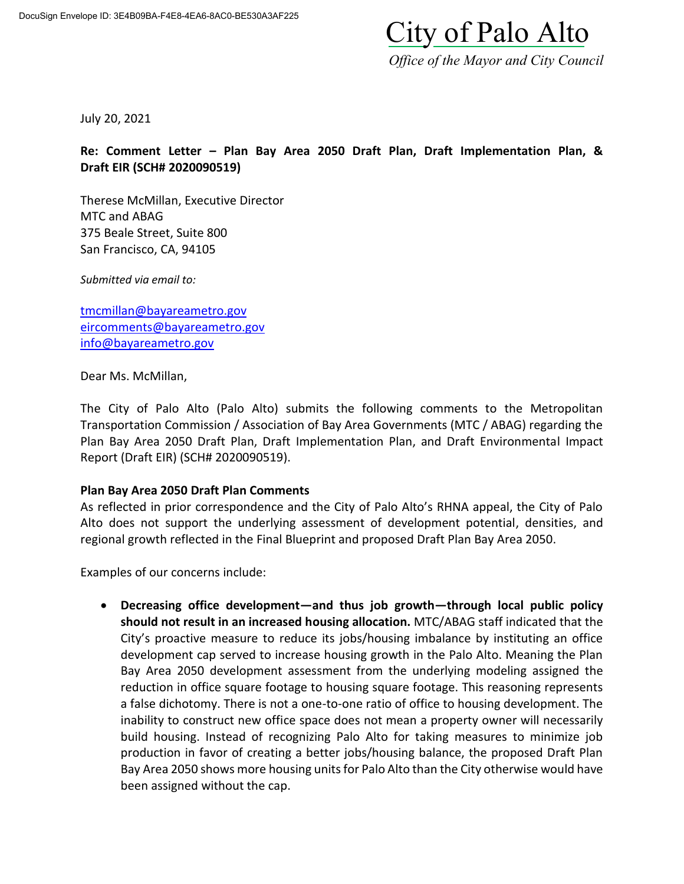DocuSign Envelope ID: 3E4B09BA-F4E8-4EA6-8AC0-BE530A3AF225

# City of Palo Alto

*Office of the Mayor and City Council*

July 20, 2021

**Re: Comment Letter – Plan Bay Area 2050 Draft Plan, Draft Implementation Plan, & Draft EIR (SCH# 2020090519)**

Therese McMillan, Executive Director
MTC and ABAG
375 Beale Street, Suite 800
San Francisco, CA, 94105

*Submitted via email to:*

tmcmillan@bayareametro.gov
eircomments@bayareametro.gov
info@bayareametro.gov

Dear Ms. McMillan,

The City of Palo Alto (Palo Alto) submits the following comments to the Metropolitan Transportation Commission / Association of Bay Area Governments (MTC / ABAG) regarding the Plan Bay Area 2050 Draft Plan, Draft Implementation Plan, and Draft Environmental Impact Report (Draft EIR) (SCH# 2020090519).

**Plan Bay Area 2050 Draft Plan Comments**

As reflected in prior correspondence and the City of Palo Alto's RHNA appeal, the City of Palo Alto does not support the underlying assessment of development potential, densities, and regional growth reflected in the Final Blueprint and proposed Draft Plan Bay Area 2050.

Examples of our concerns include:

- **Decreasing office development—and thus job growth—through local public policy should not result in an increased housing allocation.** MTC/ABAG staff indicated that the City's proactive measure to reduce its jobs/housing imbalance by instituting an office development cap served to increase housing growth in the Palo Alto. Meaning the Plan Bay Area 2050 development assessment from the underlying modeling assigned the reduction in office square footage to housing square footage. This reasoning represents a false dichotomy. There is not a one-to-one ratio of office to housing development. The inability to construct new office space does not mean a property owner will necessarily build housing. Instead of recognizing Palo Alto for taking measures to minimize job production in favor of creating a better jobs/housing balance, the proposed Draft Plan Bay Area 2050 shows more housing units for Palo Alto than the City otherwise would have been assigned without the cap.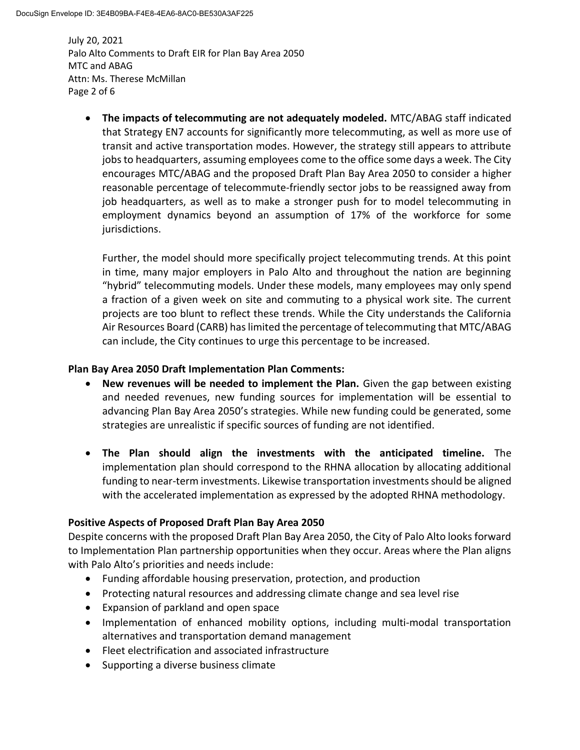- **The impacts of telecommuting are not adequately modeled.** MTC/ABAG staff indicated that Strategy EN7 accounts for significantly more telecommuting, as well as more use of transit and active transportation modes. However, the strategy still appears to attribute jobs to headquarters, assuming employees come to the office some days a week. The City encourages MTC/ABAG and the proposed Draft Plan Bay Area 2050 to consider a higher reasonable percentage of telecommute-friendly sector jobs to be reassigned away from job headquarters, as well as to make a stronger push for to model telecommuting in employment dynamics beyond an assumption of 17% of the workforce for some jurisdictions.

  Further, the model should more specifically project telecommuting trends. At this point in time, many major employers in Palo Alto and throughout the nation are beginning "hybrid" telecommuting models. Under these models, many employees may only spend a fraction of a given week on site and commuting to a physical work site. The current projects are too blunt to reflect these trends. While the City understands the California Air Resources Board (CARB) has limited the percentage of telecommuting that MTC/ABAG can include, the City continues to urge this percentage to be increased.

**Plan Bay Area 2050 Draft Implementation Plan Comments:**

- **New revenues will be needed to implement the Plan.** Given the gap between existing and needed revenues, new funding sources for implementation will be essential to advancing Plan Bay Area 2050's strategies. While new funding could be generated, some strategies are unrealistic if specific sources of funding are not identified.

- **The Plan should align the investments with the anticipated timeline.** The implementation plan should correspond to the RHNA allocation by allocating additional funding to near-term investments. Likewise transportation investments should be aligned with the accelerated implementation as expressed by the adopted RHNA methodology.

**Positive Aspects of Proposed Draft Plan Bay Area 2050**

Despite concerns with the proposed Draft Plan Bay Area 2050, the City of Palo Alto looks forward to Implementation Plan partnership opportunities when they occur. Areas where the Plan aligns with Palo Alto's priorities and needs include:

- Funding affordable housing preservation, protection, and production
- Protecting natural resources and addressing climate change and sea level rise
- Expansion of parkland and open space
- Implementation of enhanced mobility options, including multi-modal transportation alternatives and transportation demand management
- Fleet electrification and associated infrastructure
- Supporting a diverse business climate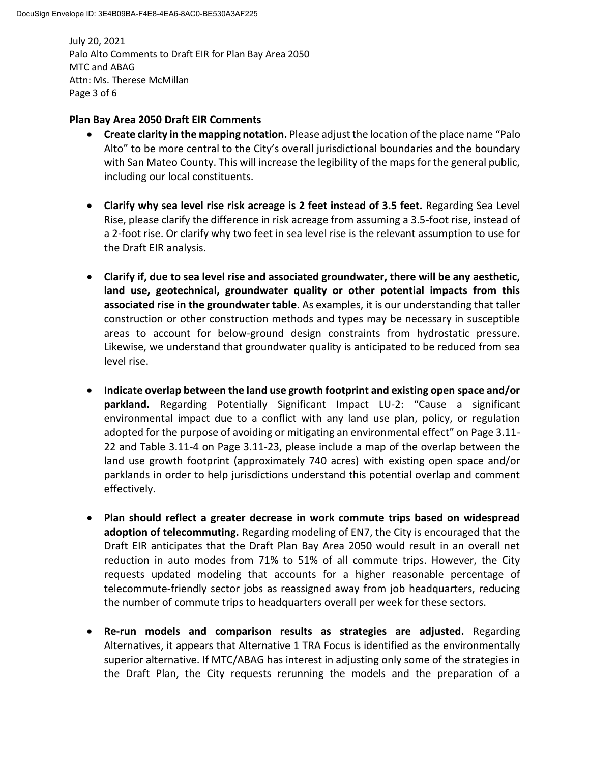## Plan Bay Area 2050 Draft EIR Comments

- **Create clarity in the mapping notation.** Please adjust the location of the place name "Palo Alto" to be more central to the City's overall jurisdictional boundaries and the boundary with San Mateo County. This will increase the legibility of the maps for the general public, including our local constituents.

- **Clarify why sea level rise risk acreage is 2 feet instead of 3.5 feet.** Regarding Sea Level Rise, please clarify the difference in risk acreage from assuming a 3.5-foot rise, instead of a 2-foot rise. Or clarify why two feet in sea level rise is the relevant assumption to use for the Draft EIR analysis.

- **Clarify if, due to sea level rise and associated groundwater, there will be any aesthetic, land use, geotechnical, groundwater quality or other potential impacts from this associated rise in the groundwater table**. As examples, it is our understanding that taller construction or other construction methods and types may be necessary in susceptible areas to account for below-ground design constraints from hydrostatic pressure. Likewise, we understand that groundwater quality is anticipated to be reduced from sea level rise.

- **Indicate overlap between the land use growth footprint and existing open space and/or parkland.** Regarding Potentially Significant Impact LU-2: "Cause a significant environmental impact due to a conflict with any land use plan, policy, or regulation adopted for the purpose of avoiding or mitigating an environmental effect" on Page 3.11-22 and Table 3.11-4 on Page 3.11-23, please include a map of the overlap between the land use growth footprint (approximately 740 acres) with existing open space and/or parklands in order to help jurisdictions understand this potential overlap and comment effectively.

- **Plan should reflect a greater decrease in work commute trips based on widespread adoption of telecommuting.** Regarding modeling of EN7, the City is encouraged that the Draft EIR anticipates that the Draft Plan Bay Area 2050 would result in an overall net reduction in auto modes from 71% to 51% of all commute trips. However, the City requests updated modeling that accounts for a higher reasonable percentage of telecommute-friendly sector jobs as reassigned away from job headquarters, reducing the number of commute trips to headquarters overall per week for these sectors.

- **Re-run models and comparison results as strategies are adjusted.** Regarding Alternatives, it appears that Alternative 1 TRA Focus is identified as the environmentally superior alternative. If MTC/ABAG has interest in adjusting only some of the strategies in the Draft Plan, the City requests rerunning the models and the preparation of a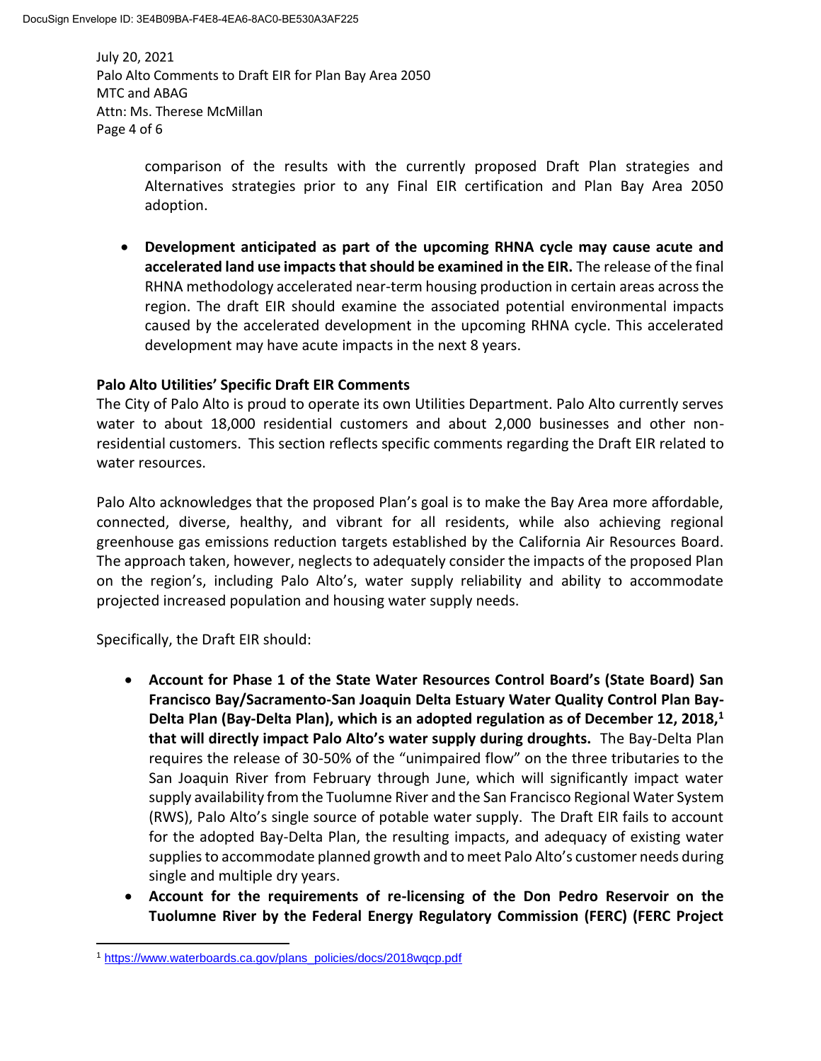comparison of the results with the currently proposed Draft Plan strategies and Alternatives strategies prior to any Final EIR certification and Plan Bay Area 2050 adoption.

- **Development anticipated as part of the upcoming RHNA cycle may cause acute and accelerated land use impacts that should be examined in the EIR.** The release of the final RHNA methodology accelerated near-term housing production in certain areas across the region. The draft EIR should examine the associated potential environmental impacts caused by the accelerated development in the upcoming RHNA cycle. This accelerated development may have acute impacts in the next 8 years.

**Palo Alto Utilities' Specific Draft EIR Comments**

The City of Palo Alto is proud to operate its own Utilities Department. Palo Alto currently serves water to about 18,000 residential customers and about 2,000 businesses and other non-residential customers. This section reflects specific comments regarding the Draft EIR related to water resources.

Palo Alto acknowledges that the proposed Plan's goal is to make the Bay Area more affordable, connected, diverse, healthy, and vibrant for all residents, while also achieving regional greenhouse gas emissions reduction targets established by the California Air Resources Board. The approach taken, however, neglects to adequately consider the impacts of the proposed Plan on the region's, including Palo Alto's, water supply reliability and ability to accommodate projected increased population and housing water supply needs.

Specifically, the Draft EIR should:

- **Account for Phase 1 of the State Water Resources Control Board's (State Board) San Francisco Bay/Sacramento-San Joaquin Delta Estuary Water Quality Control Plan Bay-Delta Plan (Bay-Delta Plan), which is an adopted regulation as of December 12, 2018,[1] that will directly impact Palo Alto's water supply during droughts.** The Bay-Delta Plan requires the release of 30-50% of the "unimpaired flow" on the three tributaries to the San Joaquin River from February through June, which will significantly impact water supply availability from the Tuolumne River and the San Francisco Regional Water System (RWS), Palo Alto's single source of potable water supply. The Draft EIR fails to account for the adopted Bay-Delta Plan, the resulting impacts, and adequacy of existing water supplies to accommodate planned growth and to meet Palo Alto's customer needs during single and multiple dry years.
- **Account for the requirements of re-licensing of the Don Pedro Reservoir on the Tuolumne River by the Federal Energy Regulatory Commission (FERC) (FERC Project**

[1] https://www.waterboards.ca.gov/plans_policies/docs/2018wqcp.pdf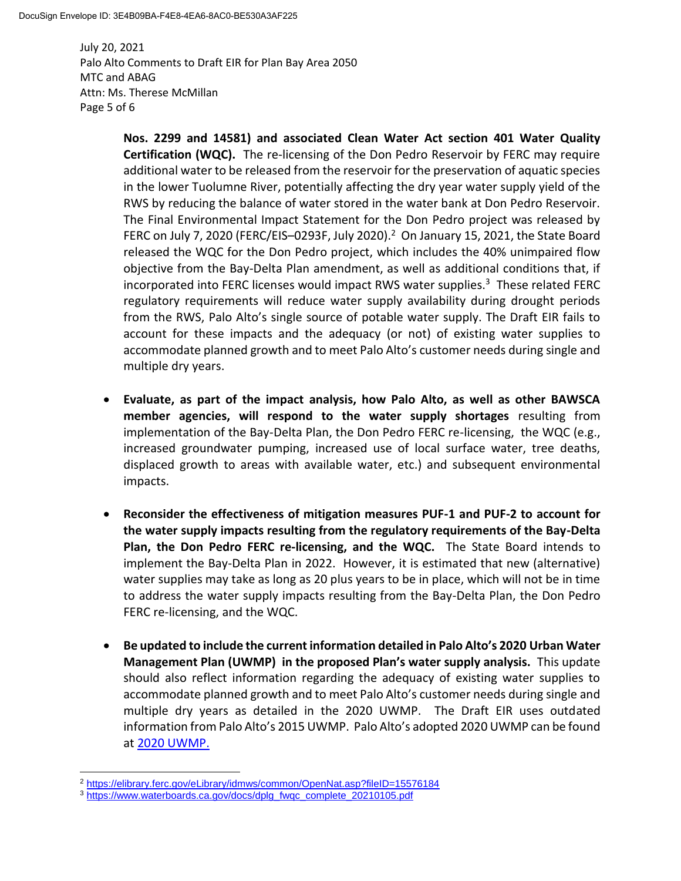**Nos. 2299 and 14581) and associated Clean Water Act section 401 Water Quality Certification (WQC).** The re-licensing of the Don Pedro Reservoir by FERC may require additional water to be released from the reservoir for the preservation of aquatic species in the lower Tuolumne River, potentially affecting the dry year water supply yield of the RWS by reducing the balance of water stored in the water bank at Don Pedro Reservoir. The Final Environmental Impact Statement for the Don Pedro project was released by FERC on July 7, 2020 (FERC/EIS–0293F, July 2020).[2] On January 15, 2021, the State Board released the WQC for the Don Pedro project, which includes the 40% unimpaired flow objective from the Bay-Delta Plan amendment, as well as additional conditions that, if incorporated into FERC licenses would impact RWS water supplies.[3] These related FERC regulatory requirements will reduce water supply availability during drought periods from the RWS, Palo Alto's single source of potable water supply. The Draft EIR fails to account for these impacts and the adequacy (or not) of existing water supplies to accommodate planned growth and to meet Palo Alto's customer needs during single and multiple dry years.

- **Evaluate, as part of the impact analysis, how Palo Alto, as well as other BAWSCA member agencies, will respond to the water supply shortages** resulting from implementation of the Bay-Delta Plan, the Don Pedro FERC re-licensing, the WQC (e.g., increased groundwater pumping, increased use of local surface water, tree deaths, displaced growth to areas with available water, etc.) and subsequent environmental impacts.

- **Reconsider the effectiveness of mitigation measures PUF-1 and PUF-2 to account for the water supply impacts resulting from the regulatory requirements of the Bay-Delta Plan, the Don Pedro FERC re-licensing, and the WQC.** The State Board intends to implement the Bay-Delta Plan in 2022. However, it is estimated that new (alternative) water supplies may take as long as 20 plus years to be in place, which will not be in time to address the water supply impacts resulting from the Bay-Delta Plan, the Don Pedro FERC re-licensing, and the WQC.

- **Be updated to include the current information detailed in Palo Alto's 2020 Urban Water Management Plan (UWMP) in the proposed Plan's water supply analysis.** This update should also reflect information regarding the adequacy of existing water supplies to accommodate planned growth and to meet Palo Alto's customer needs during single and multiple dry years as detailed in the 2020 UWMP. The Draft EIR uses outdated information from Palo Alto's 2015 UWMP. Palo Alto's adopted 2020 UWMP can be found at 2020 UWMP.

---

[2] https://elibrary.ferc.gov/eLibrary/idmws/common/OpenNat.asp?fileID=15576184

[3] https://www.waterboards.ca.gov/docs/dplg_fwqc_complete_20210105.pdf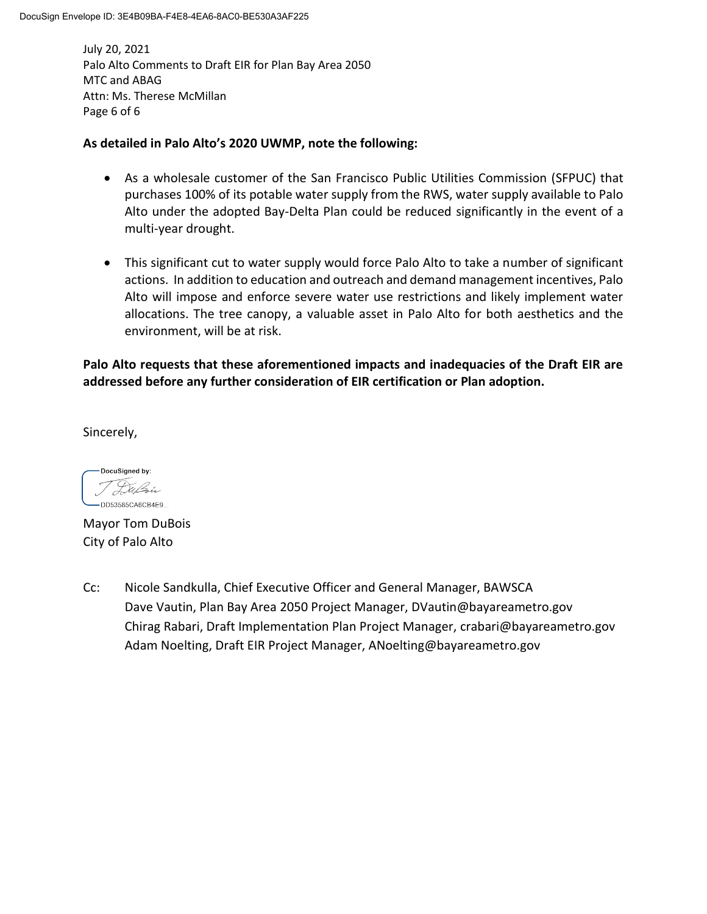**As detailed in Palo Alto's 2020 UWMP, note the following:**

- As a wholesale customer of the San Francisco Public Utilities Commission (SFPUC) that purchases 100% of its potable water supply from the RWS, water supply available to Palo Alto under the adopted Bay-Delta Plan could be reduced significantly in the event of a multi-year drought.
- This significant cut to water supply would force Palo Alto to take a number of significant actions. In addition to education and outreach and demand management incentives, Palo Alto will impose and enforce severe water use restrictions and likely implement water allocations. The tree canopy, a valuable asset in Palo Alto for both aesthetics and the environment, will be at risk.

**Palo Alto requests that these aforementioned impacts and inadequacies of the Draft EIR are addressed before any further consideration of EIR certification or Plan adoption.**

Sincerely,

DocuSigned by:
DD53585CA6CB4E9...

Mayor Tom DuBois
City of Palo Alto

Cc: Nicole Sandkulla, Chief Executive Officer and General Manager, BAWSCA
Dave Vautin, Plan Bay Area 2050 Project Manager, DVautin@bayareametro.gov
Chirag Rabari, Draft Implementation Plan Project Manager, crabari@bayareametro.gov
Adam Noelting, Draft EIR Project Manager, ANoelting@bayareametro.gov